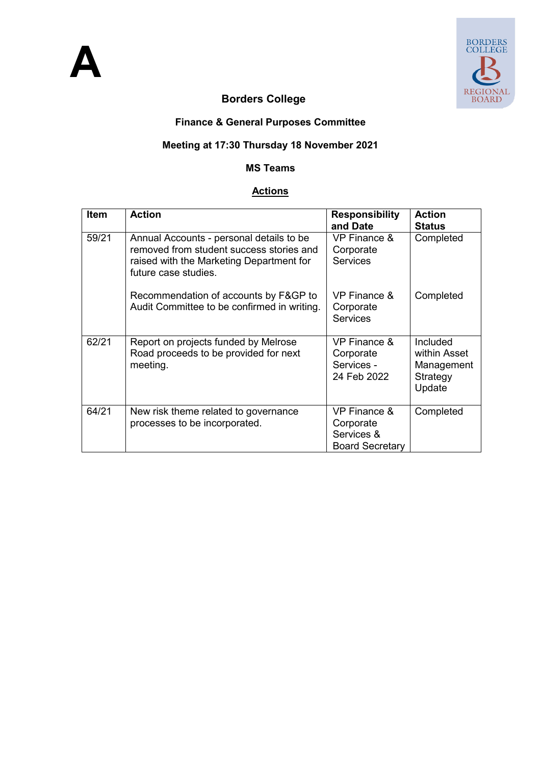# A

## Borders College

### Finance & General Purposes Committee

### Meeting at 17:30 Thursday 18 November 2021

### MS Teams

### <u>Actions</u>

| Item | Action | Responsibility and Date | Action Status |
|---|---|---|---|
| 59/21 | Annual Accounts - personal details to be removed from student success stories and raised with the Marketing Department for future case studies.<br><br>Recommendation of accounts by F&GP to Audit Committee to be confirmed in writing. | VP Finance & Corporate Services<br><br>VP Finance & Corporate Services | Completed<br><br>Completed |
| 62/21 | Report on projects funded by Melrose Road proceeds to be provided for next meeting. | VP Finance & Corporate Services - 24 Feb 2022 | Included within Asset Management Strategy Update |
| 64/21 | New risk theme related to governance processes to be incorporated. | VP Finance & Corporate Services & Board Secretary | Completed |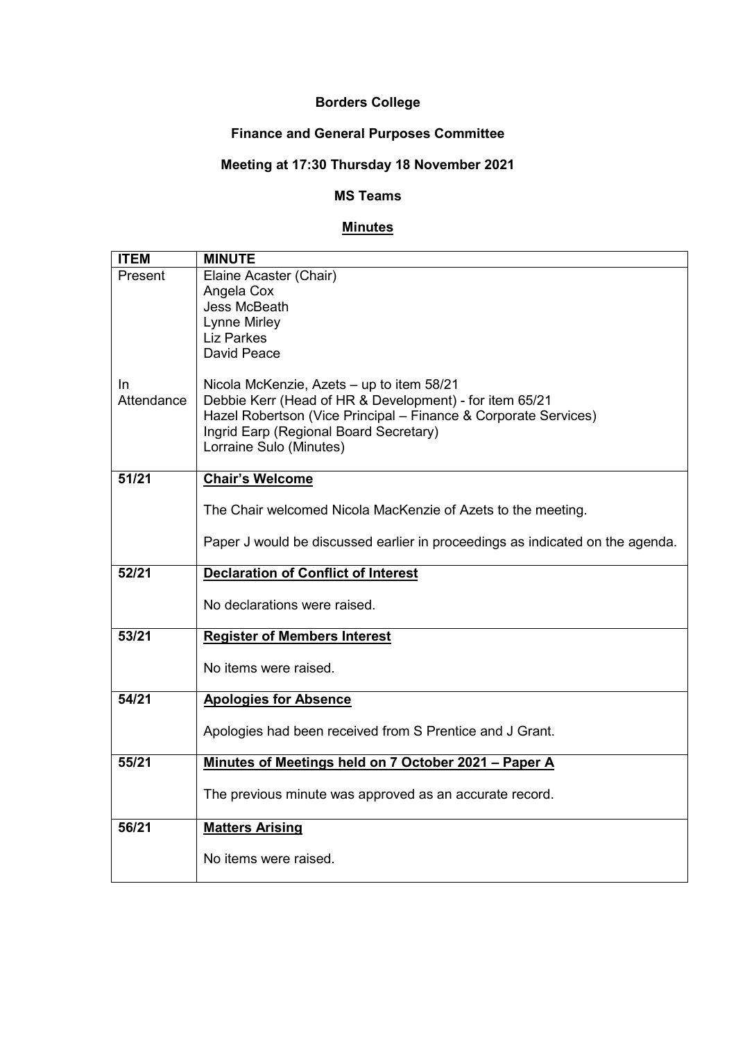**Borders College**

**Finance and General Purposes Committee**

**Meeting at 17:30 Thursday 18 November 2021**

**MS Teams**

**<u>Minutes</u>**

| ITEM | MINUTE |
|---|---|
| Present | Elaine Acaster (Chair)<br>Angela Cox<br>Jess McBeath<br>Lynne Mirley<br>Liz Parkes<br>David Peace |
| In Attendance | Nicola McKenzie, Azets – up to item 58/21<br>Debbie Kerr (Head of HR & Development) - for item 65/21<br>Hazel Robertson (Vice Principal – Finance & Corporate Services)<br>Ingrid Earp (Regional Board Secretary)<br>Lorraine Sulo (Minutes) |
| 51/21 | **<u>Chair's Welcome</u>**<br><br>The Chair welcomed Nicola MacKenzie of Azets to the meeting.<br><br>Paper J would be discussed earlier in proceedings as indicated on the agenda. |
| 52/21 | **<u>Declaration of Conflict of Interest</u>**<br><br>No declarations were raised. |
| 53/21 | **<u>Register of Members Interest</u>**<br><br>No items were raised. |
| 54/21 | **<u>Apologies for Absence</u>**<br><br>Apologies had been received from S Prentice and J Grant. |
| 55/21 | **<u>Minutes of Meetings held on 7 October 2021 – Paper A</u>**<br><br>The previous minute was approved as an accurate record. |
| 56/21 | **<u>Matters Arising</u>**<br><br>No items were raised. |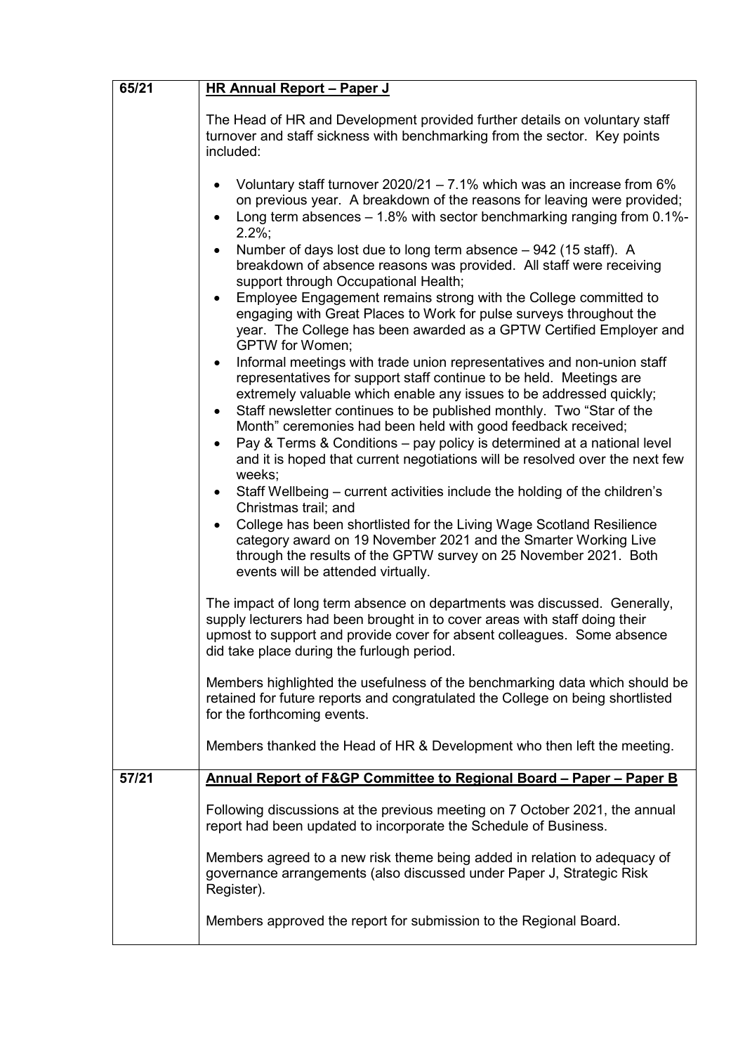| | |
|---|---|
| 65/21 | **HR Annual Report – Paper J**<br><br>The Head of HR and Development provided further details on voluntary staff turnover and staff sickness with benchmarking from the sector. Key points included:<br><br>• Voluntary staff turnover 2020/21 – 7.1% which was an increase from 6% on previous year. A breakdown of the reasons for leaving were provided;<br>• Long term absences – 1.8% with sector benchmarking ranging from 0.1%-2.2%;<br>• Number of days lost due to long term absence – 942 (15 staff). A breakdown of absence reasons was provided. All staff were receiving support through Occupational Health;<br>• Employee Engagement remains strong with the College committed to engaging with Great Places to Work for pulse surveys throughout the year. The College has been awarded as a GPTW Certified Employer and GPTW for Women;<br>• Informal meetings with trade union representatives and non-union staff representatives for support staff continue to be held. Meetings are extremely valuable which enable any issues to be addressed quickly;<br>• Staff newsletter continues to be published monthly. Two "Star of the Month" ceremonies had been held with good feedback received;<br>• Pay & Terms & Conditions – pay policy is determined at a national level and it is hoped that current negotiations will be resolved over the next few weeks;<br>• Staff Wellbeing – current activities include the holding of the children's Christmas trail; and<br>• College has been shortlisted for the Living Wage Scotland Resilience category award on 19 November 2021 and the Smarter Working Live through the results of the GPTW survey on 25 November 2021. Both events will be attended virtually.<br><br>The impact of long term absence on departments was discussed. Generally, supply lecturers had been brought in to cover areas with staff doing their upmost to support and provide cover for absent colleagues. Some absence did take place during the furlough period.<br><br>Members highlighted the usefulness of the benchmarking data which should be retained for future reports and congratulated the College on being shortlisted for the forthcoming events.<br><br>Members thanked the Head of HR & Development who then left the meeting. |
| 57/21 | **Annual Report of F&GP Committee to Regional Board – Paper – Paper B**<br><br>Following discussions at the previous meeting on 7 October 2021, the annual report had been updated to incorporate the Schedule of Business.<br><br>Members agreed to a new risk theme being added in relation to adequacy of governance arrangements (also discussed under Paper J, Strategic Risk Register).<br><br>Members approved the report for submission to the Regional Board. |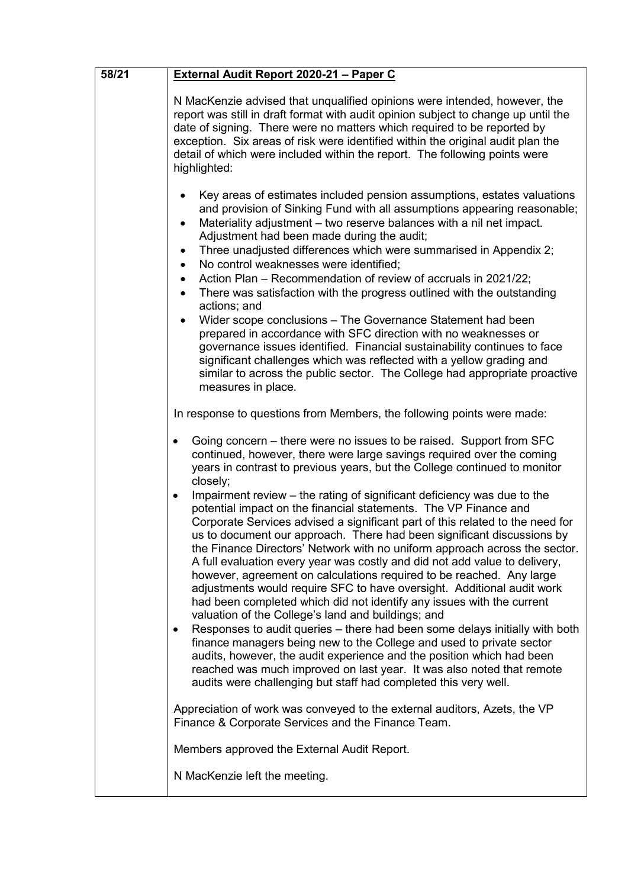| 58/21 | **External Audit Report 2020-21 – Paper C** |
|---|---|

**58/21** **External Audit Report 2020-21 – Paper C**

N MacKenzie advised that unqualified opinions were intended, however, the report was still in draft format with audit opinion subject to change up until the date of signing. There were no matters which required to be reported by exception. Six areas of risk were identified within the original audit plan the detail of which were included within the report. The following points were highlighted:

- Key areas of estimates included pension assumptions, estates valuations and provision of Sinking Fund with all assumptions appearing reasonable;
- Materiality adjustment – two reserve balances with a nil net impact. Adjustment had been made during the audit;
- Three unadjusted differences which were summarised in Appendix 2;
- No control weaknesses were identified;
- Action Plan – Recommendation of review of accruals in 2021/22;
- There was satisfaction with the progress outlined with the outstanding actions; and
- Wider scope conclusions – The Governance Statement had been prepared in accordance with SFC direction with no weaknesses or governance issues identified. Financial sustainability continues to face significant challenges which was reflected with a yellow grading and similar to across the public sector. The College had appropriate proactive measures in place.

In response to questions from Members, the following points were made:

- Going concern – there were no issues to be raised. Support from SFC continued, however, there were large savings required over the coming years in contrast to previous years, but the College continued to monitor closely;
- Impairment review – the rating of significant deficiency was due to the potential impact on the financial statements. The VP Finance and Corporate Services advised a significant part of this related to the need for us to document our approach. There had been significant discussions by the Finance Directors' Network with no uniform approach across the sector. A full evaluation every year was costly and did not add value to delivery, however, agreement on calculations required to be reached. Any large adjustments would require SFC to have oversight. Additional audit work had been completed which did not identify any issues with the current valuation of the College's land and buildings; and
- Responses to audit queries – there had been some delays initially with both finance managers being new to the College and used to private sector audits, however, the audit experience and the position which had been reached was much improved on last year. It was also noted that remote audits were challenging but staff had completed this very well.

Appreciation of work was conveyed to the external auditors, Azets, the VP Finance & Corporate Services and the Finance Team.

Members approved the External Audit Report.

N MacKenzie left the meeting.

**58/21** **External Audit Report 2020-21 – Paper C**

N MacKenzie advised that unqualified opinions were intended, however, the report was still in draft format with audit opinion subject to change up until the date of signing. There were no matters which required to be reported by exception. Six areas of risk were identified within the original audit plan the detail of which were included within the report. The following points were highlighted:

- Key areas of estimates included pension assumptions, estates valuations and provision of Sinking Fund with all assumptions appearing reasonable;
- Materiality adjustment – two reserve balances with a nil net impact. Adjustment had been made during the audit;
- Three unadjusted differences which were summarised in Appendix 2;
- No control weaknesses were identified;
- Action Plan – Recommendation of review of accruals in 2021/22;
- There was satisfaction with the progress outlined with the outstanding actions; and
- Wider scope conclusions – The Governance Statement had been prepared in accordance with SFC direction with no weaknesses or governance issues identified. Financial sustainability continues to face significant challenges which was reflected with a yellow grading and similar to across the public sector. The College had appropriate proactive measures in place.

In response to questions from Members, the following points were made:

- Going concern – there were no issues to be raised. Support from SFC continued, however, there were large savings required over the coming years in contrast to previous years, but the College continued to monitor closely;
- Impairment review – the rating of significant deficiency was due to the potential impact on the financial statements. The VP Finance and Corporate Services advised a significant part of this related to the need for us to document our approach. There had been significant discussions by the Finance Directors' Network with no uniform approach across the sector. A full evaluation every year was costly and did not add value to delivery, however, agreement on calculations required to be reached. Any large adjustments would require SFC to have oversight. Additional audit work had been completed which did not identify any issues with the current valuation of the College's land and buildings; and
- Responses to audit queries – there had been some delays initially with both finance managers being new to the College and used to private sector audits, however, the audit experience and the position which had been reached was much improved on last year. It was also noted that remote audits were challenging but staff had completed this very well.

Appreciation of work was conveyed to the external auditors, Azets, the VP Finance & Corporate Services and the Finance Team.

Members approved the External Audit Report.

N MacKenzie left the meeting.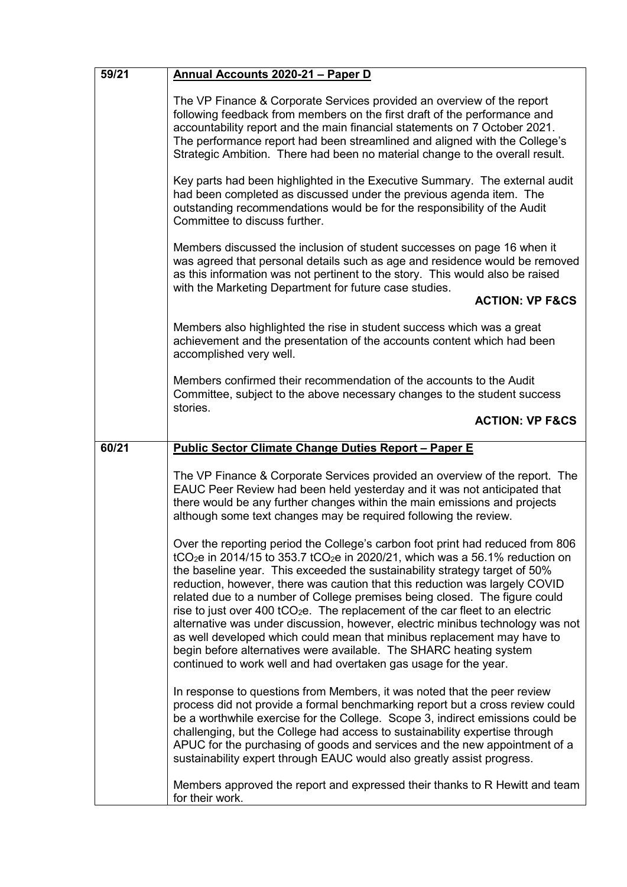| | |
|---|---|
| 59/21 | **Annual Accounts 2020-21 – Paper D**<br><br>The VP Finance & Corporate Services provided an overview of the report following feedback from members on the first draft of the performance and accountability report and the main financial statements on 7 October 2021. The performance report had been streamlined and aligned with the College's Strategic Ambition. There had been no material change to the overall result.<br><br>Key parts had been highlighted in the Executive Summary. The external audit had been completed as discussed under the previous agenda item. The outstanding recommendations would be for the responsibility of the Audit Committee to discuss further.<br><br>Members discussed the inclusion of student successes on page 16 when it was agreed that personal details such as age and residence would be removed as this information was not pertinent to the story. This would also be raised with the Marketing Department for future case studies.<br>**ACTION: VP F&CS**<br><br>Members also highlighted the rise in student success which was a great achievement and the presentation of the accounts content which had been accomplished very well.<br><br>Members confirmed their recommendation of the accounts to the Audit Committee, subject to the above necessary changes to the student success stories.<br>**ACTION: VP F&CS** |
| 60/21 | **Public Sector Climate Change Duties Report – Paper E**<br><br>The VP Finance & Corporate Services provided an overview of the report. The EAUC Peer Review had been held yesterday and it was not anticipated that there would be any further changes within the main emissions and projects although some text changes may be required following the review.<br><br>Over the reporting period the College's carbon foot print had reduced from 806 $tCO_2e$ in 2014/15 to 353.7 $tCO_2e$ in 2020/21, which was a 56.1% reduction on the baseline year. This exceeded the sustainability strategy target of 50% reduction, however, there was caution that this reduction was largely COVID related due to a number of College premises being closed. The figure could rise to just over 400 $tCO_2e$. The replacement of the car fleet to an electric alternative was under discussion, however, electric minibus technology was not as well developed which could mean that minibus replacement may have to begin before alternatives were available. The SHARC heating system continued to work well and had overtaken gas usage for the year.<br><br>In response to questions from Members, it was noted that the peer review process did not provide a formal benchmarking report but a cross review could be a worthwhile exercise for the College. Scope 3, indirect emissions could be challenging, but the College had access to sustainability expertise through APUC for the purchasing of goods and services and the new appointment of a sustainability expert through EAUC would also greatly assist progress.<br><br>Members approved the report and expressed their thanks to R Hewitt and team for their work. |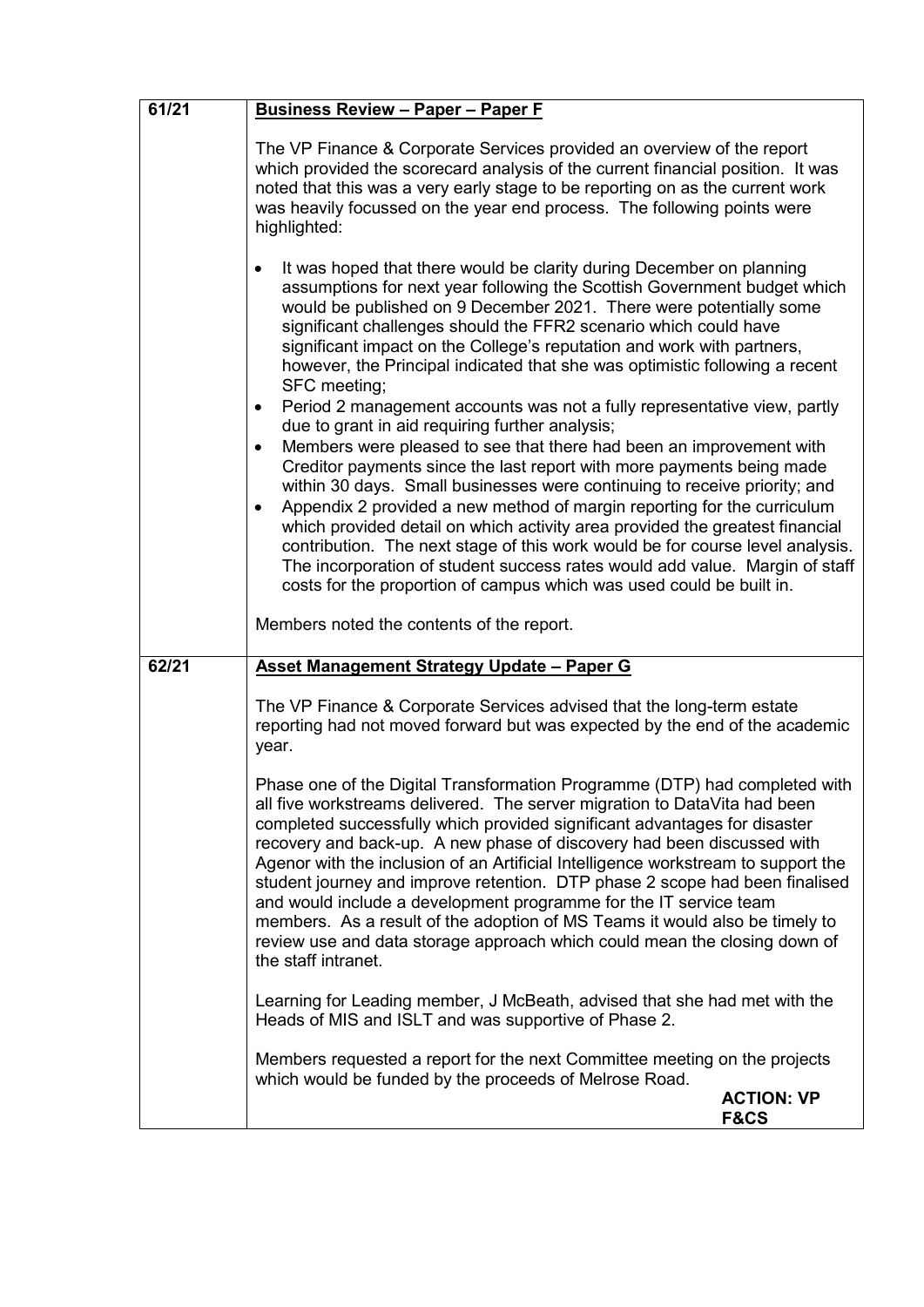| | |
|---|---|
| 61/21 | **<u>Business Review – Paper – Paper F</u>**<br><br>The VP Finance & Corporate Services provided an overview of the report which provided the scorecard analysis of the current financial position. It was noted that this was a very early stage to be reporting on as the current work was heavily focussed on the year end process. The following points were highlighted:<br><br>• It was hoped that there would be clarity during December on planning assumptions for next year following the Scottish Government budget which would be published on 9 December 2021. There were potentially some significant challenges should the FFR2 scenario which could have significant impact on the College's reputation and work with partners, however, the Principal indicated that she was optimistic following a recent SFC meeting;<br>• Period 2 management accounts was not a fully representative view, partly due to grant in aid requiring further analysis;<br>• Members were pleased to see that there had been an improvement with Creditor payments since the last report with more payments being made within 30 days. Small businesses were continuing to receive priority; and<br>• Appendix 2 provided a new method of margin reporting for the curriculum which provided detail on which activity area provided the greatest financial contribution. The next stage of this work would be for course level analysis. The incorporation of student success rates would add value. Margin of staff costs for the proportion of campus which was used could be built in.<br><br>Members noted the contents of the report. |
| 62/21 | **<u>Asset Management Strategy Update – Paper G</u>**<br><br>The VP Finance & Corporate Services advised that the long-term estate reporting had not moved forward but was expected by the end of the academic year.<br><br>Phase one of the Digital Transformation Programme (DTP) had completed with all five workstreams delivered. The server migration to DataVita had been completed successfully which provided significant advantages for disaster recovery and back-up. A new phase of discovery had been discussed with Agenor with the inclusion of an Artificial Intelligence workstream to support the student journey and improve retention. DTP phase 2 scope had been finalised and would include a development programme for the IT service team members. As a result of the adoption of MS Teams it would also be timely to review use and data storage approach which could mean the closing down of the staff intranet.<br><br>Learning for Leading member, J McBeath, advised that she had met with the Heads of MIS and ISLT and was supportive of Phase 2.<br><br>Members requested a report for the next Committee meeting on the projects which would be funded by the proceeds of Melrose Road.<br><br>**ACTION: VP F&CS** |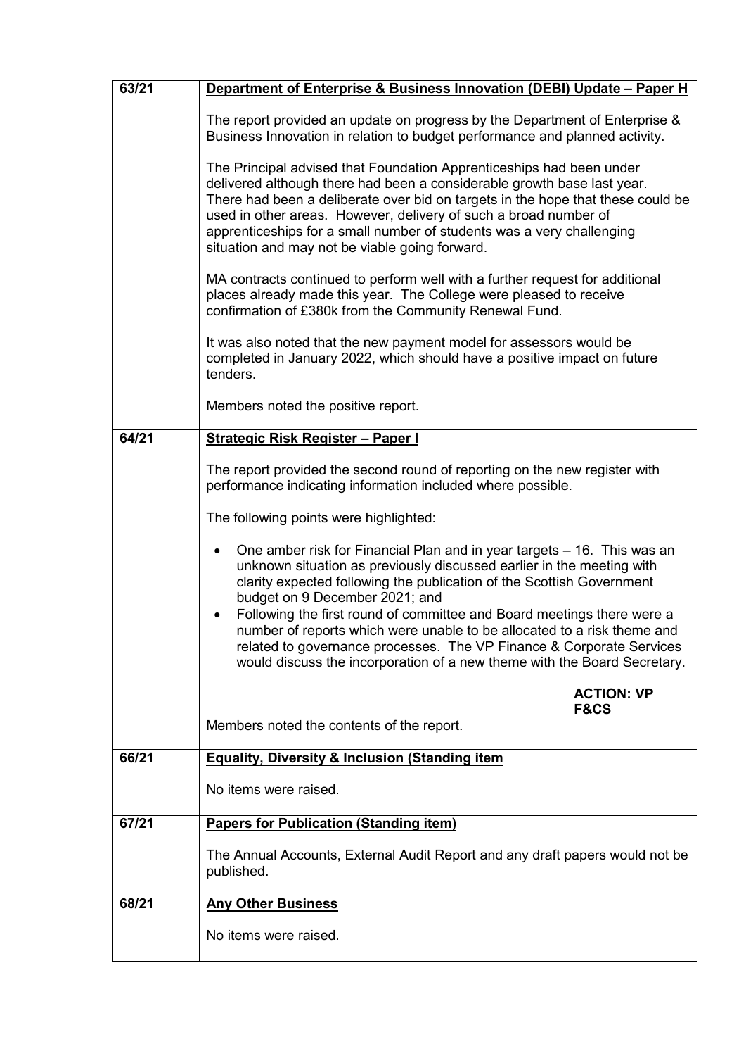| | |
|---|---|
| 63/21 | **Department of Enterprise & Business Innovation (DEBI) Update – Paper H**<br><br>The report provided an update on progress by the Department of Enterprise & Business Innovation in relation to budget performance and planned activity.<br><br>The Principal advised that Foundation Apprenticeships had been under delivered although there had been a considerable growth base last year. There had been a deliberate over bid on targets in the hope that these could be used in other areas. However, delivery of such a broad number of apprenticeships for a small number of students was a very challenging situation and may not be viable going forward.<br><br>MA contracts continued to perform well with a further request for additional places already made this year. The College were pleased to receive confirmation of £380k from the Community Renewal Fund.<br><br>It was also noted that the new payment model for assessors would be completed in January 2022, which should have a positive impact on future tenders.<br><br>Members noted the positive report. |
| 64/21 | **Strategic Risk Register – Paper I**<br><br>The report provided the second round of reporting on the new register with performance indicating information included where possible.<br><br>The following points were highlighted:<br><br>• One amber risk for Financial Plan and in year targets – 16. This was an unknown situation as previously discussed earlier in the meeting with clarity expected following the publication of the Scottish Government budget on 9 December 2021; and<br>• Following the first round of committee and Board meetings there were a number of reports which were unable to be allocated to a risk theme and related to governance processes. The VP Finance & Corporate Services would discuss the incorporation of a new theme with the Board Secretary.<br><br>**ACTION: VP F&CS**<br><br>Members noted the contents of the report. |
| 66/21 | **Equality, Diversity & Inclusion (Standing item**<br><br>No items were raised. |
| 67/21 | **Papers for Publication (Standing item)**<br><br>The Annual Accounts, External Audit Report and any draft papers would not be published. |
| 68/21 | **Any Other Business**<br><br>No items were raised. |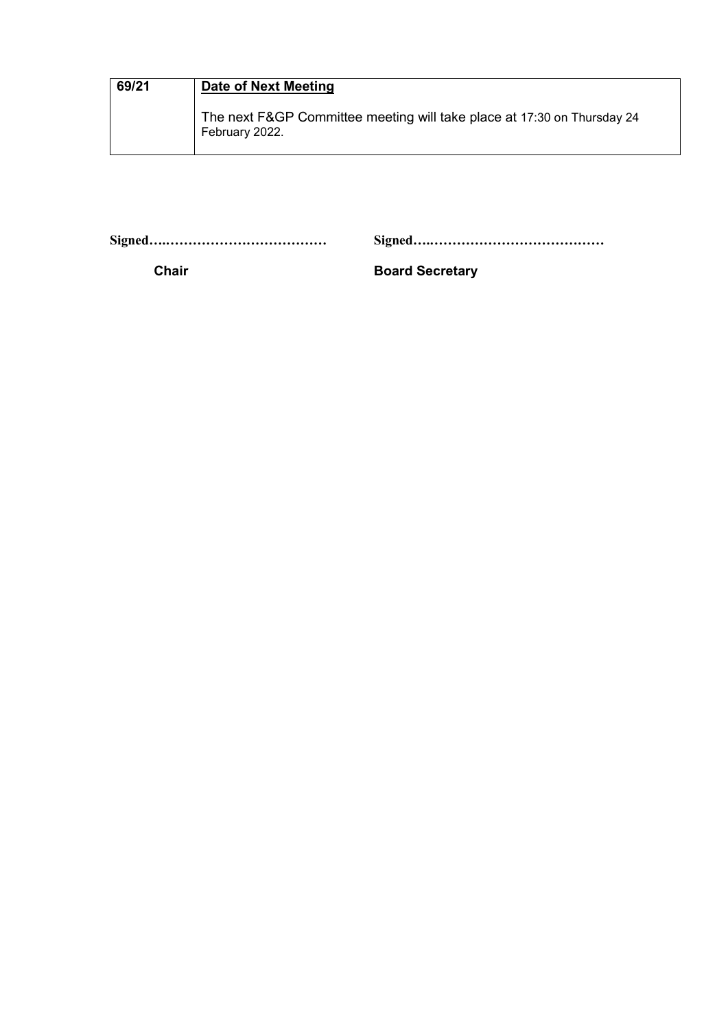| | |
|---|---|
| **69/21** | **Date of Next Meeting**<br><br>The next F&GP Committee meeting will take place at 17:30 on Thursday 24 February 2022. |

**Signed…..………………………………** **Signed…..…………………………………**

**Chair** **Board Secretary**